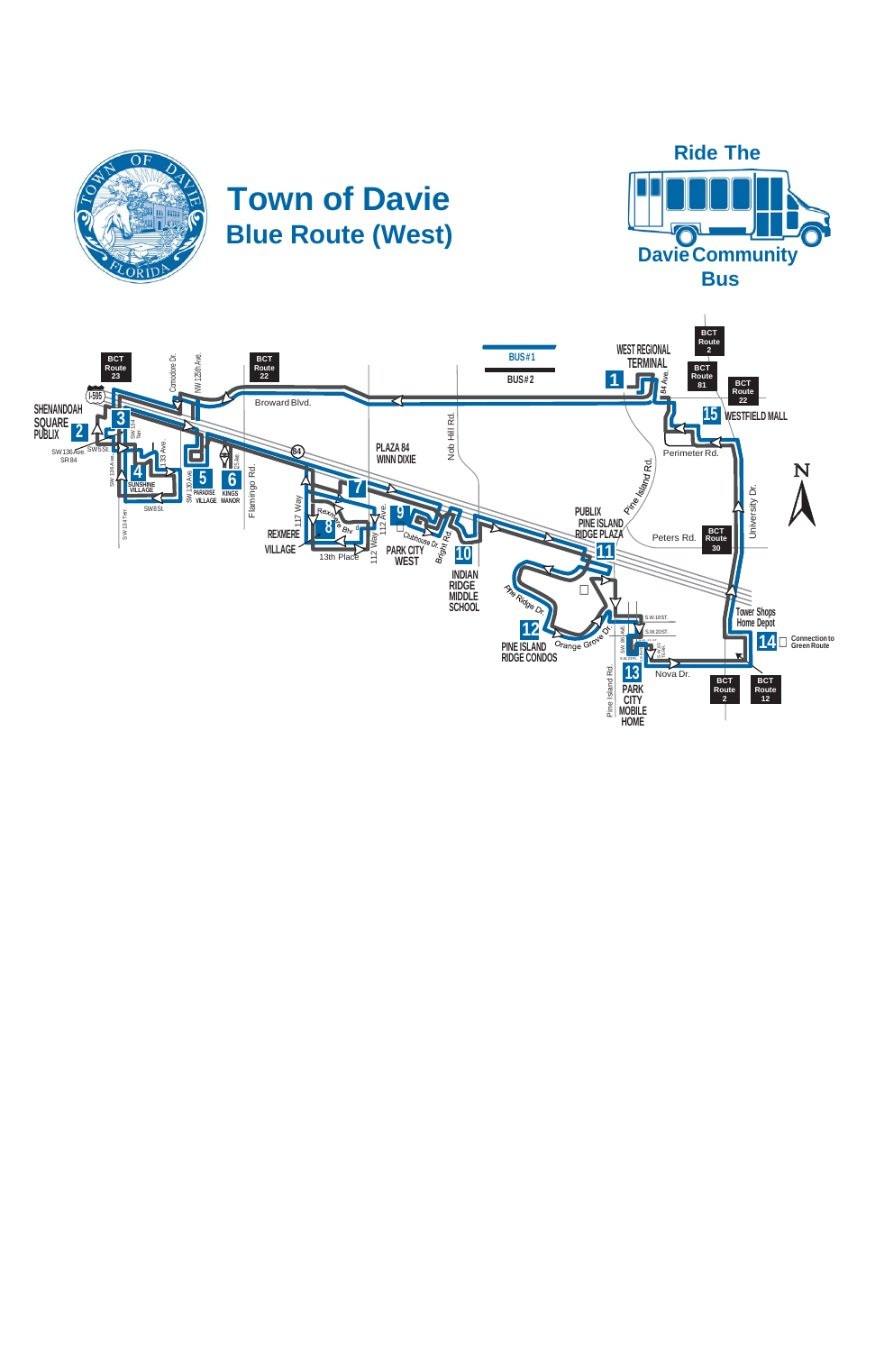# Town of Davie

## Blue Route (West)

**Ride The Davie Community Bus**

BUS #1

BUS #2

1 WEST REGIONAL TERMINAL

2 SHENANDOAH SQUARE PUBLIX

3

4 SUNSHINE VILLAGE

5 PARADISE VILLAGE

6 KINGS MANOR

7

8 REXMERE VILLAGE

9 PLAZA 84 WINN DIXIE

10 PARK CITY WEST

11 PUBLIX PINE ISLAND RIDGE PLAZA

12 PINE ISLAND RIDGE CONDOS

13 PARK CITY MOBILE HOME

14 Tower Shops Home Depot — Connection to Green Route

15 WESTFIELD MALL

INDIAN RIDGE MIDDLE SCHOOL

BCT Route 23

BCT Route 22

BCT Route 2

BCT Route 81

BCT Route 22

BCT Route 30

BCT Route 2

BCT Route 12

Broward Blvd.

Commodore Dr.

NW 125th Ave.

I-595

84

SW 136 Ave. SR 84

SW 5 St.

SW 134 Ter.

133 Ave.

SW 136 A Ave.

SW 134 Terr.

SW 130 Ave.

SW 8 St.

Flamingo Rd.

117 Way

Rexmere Blvd

112 Ave.

112 Way

13th Place

Nob Hill Rd.

Clubhouse Dr.

Bright Rd.

Pine Ridge Dr.

Orange Grove Dr.

Pine Island Rd.

Perimeter Rd.

Peters Rd.

University Dr.

84 Ave.

S.W. 18 ST.

S.W. 20 ST.

SW 22 PL.

Nova Dr.

N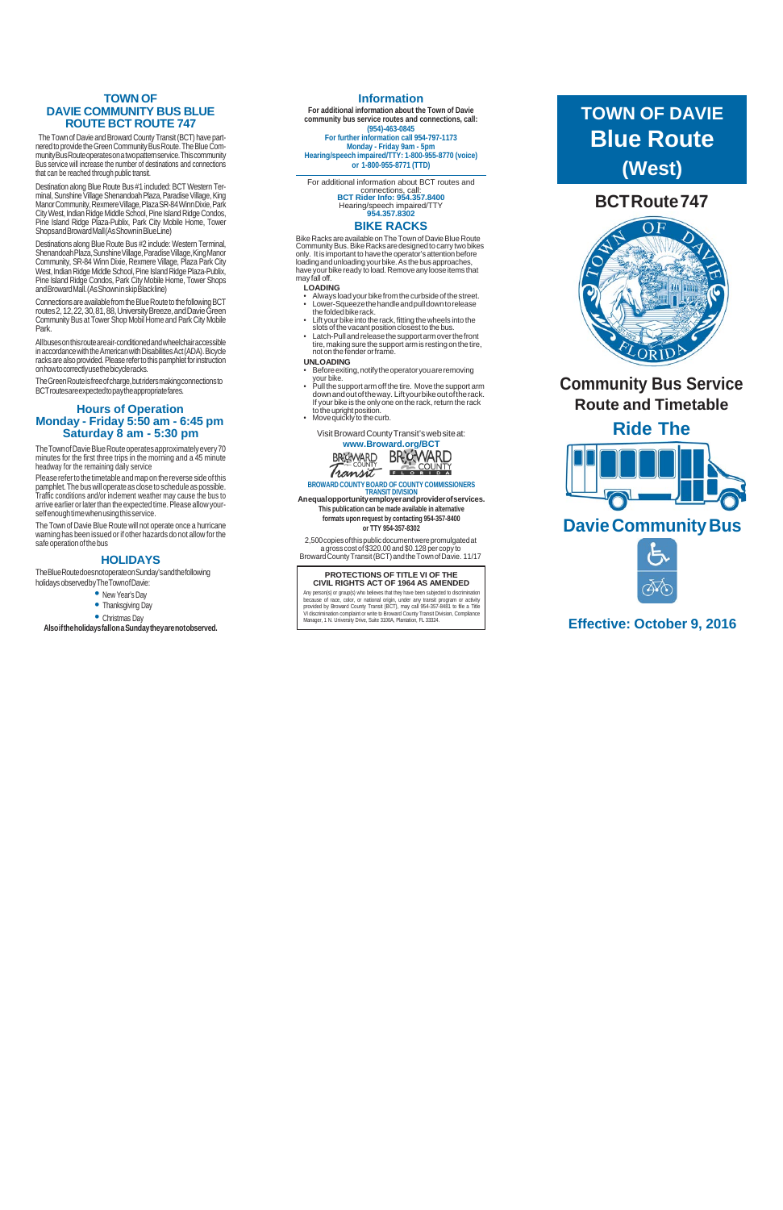## TOWN OF DAVIE COMMUNITY BUS BLUE ROUTE BCT ROUTE 747

The Town of Davie and Broward County Transit (BCT) have partnered to provide the Green Community Bus Route. The Blue Community Bus Route operates on a two pattern service. This community Bus service will increase the number of destinations and connections that can be reached through public transit.

Destination along Blue Route Bus #1 included: BCT Western Terminal, Sunshine Village Shenandoah Plaza, Paradise Village, King Manor Community, Rexmere Village, Plaza SR-84 Winn Dixie, Park City West, Indian Ridge Middle School, Pine Island Ridge Condos, Pine Island Ridge Plaza-Publix, Park City Mobile Home, Tower Shops and Broward Mall (As Shown in Blue Line)

Destinations along Blue Route Bus #2 include: Western Terminal, Shenandoah Plaza, Sunshine Village, Paradise Village, King Manor Community, SR-84 Winn Dixie, Rexmere Village, Plaza Park City West, Indian Ridge Middle School, Pine Island Ridge Plaza-Publix, Pine Island Ridge Condos, Park City Mobile Home, Tower Shops and Broward Mall. (As Shown in skip Black line)

Connections are available from the Blue Route to the following BCT routes 2, 12, 22, 30, 81, 88, University Breeze, and Davie Green Community Bus at Tower Shop Mobil Home and Park City Mobile Park.

All buses on this route are air-conditioned and wheelchair accessible in accordance with the American with Disabilities Act (ADA). Bicycle racks are also provided. Please refer to this pamphlet for instruction on how to correctly use the bicycle racks.

The Green Route is free of charge, but riders making connections to BCT routes are expected to pay the appropriate fares.

## Hours of Operation
## Monday - Friday 5:50 am - 6:45 pm
## Saturday 8 am - 5:30 pm

The Town of Davie Blue Route operates approximately every 70 minutes for the first three trips in the morning and a 45 minute headway for the remaining daily service

Please refer to the timetable and map on the reverse side of this pamphlet. The bus will operate as close to schedule as possible. Traffic conditions and/or inclement weather may cause the bus to arrive earlier or later than the expected time. Please allow yourself enough time when using this service.

The Town of Davie Blue Route will not operate once a hurricane warning has been issued or if other hazards do not allow for the safe operation of the bus

## HOLIDAYS

The Blue Route does not operate on Sunday's and the following holidays observed by The Town of Davie:

- New Year's Day
- Thanksgiving Day
- Christmas Day

**Also if the holidays fall on a Sunday they are not observed.**

## Information

**For additional information about the Town of Davie community bus service routes and connections, call:**
**(954)-463-0845**
**For further information call 954-797-1173**
**Monday - Friday 9am - 5pm**
**Hearing/speech impaired/TTY: 1-800-955-8770 (voice) or 1-800-955-8771 (TTD)**

---

For additional information about BCT routes and connections, call:
**BCT Rider Info: 954.357.8400**
Hearing/speech impaired/TTY
**954.357.8302**

## BIKE RACKS

Bike Racks are available on The Town of Davie Blue Route Community Bus. Bike Racks are designed to carry two bikes only. It is important to have the operator's attention before loading and unloading your bike. As the bus approaches, have your bike ready to load. Remove any loose items that may fall off.

**LOADING**

- Always load your bike from the curbside of the street.
- Lower-Squeeze the handle and pull down to release the folded bike rack.
- Lift your bike into the rack, fitting the wheels into the slots of the vacant position closest to the bus.
- Latch-Pull and release the support arm over the front tire, making sure the support arm is resting on the tire, not on the fender or frame.

**UNLOADING**

- Before exiting, notify the operator you are removing your bike.
- Pull the support arm off the tire. Move the support arm down and out of the way. Lift your bike out of the rack. If your bike is the only one on the rack, return the rack to the upright position.
- Move quickly to the curb.

Visit Broward County Transit's web site at:
**www.Broward.org/BCT**

**BROWARD COUNTY BOARD OF COUNTY COMMISSIONERS TRANSIT DIVISION**
**An equal opportunity employer and provider of services.**
**This publication can be made available in alternative formats upon request by contacting 954-357-8400 or TTY 954-357-8302**

2,500 copies of this public document were promulgated at a gross cost of $320.00 and $0.128 per copy to Broward County Transit (BCT) and the Town of Davie. 11/17

**PROTECTIONS OF TITLE VI OF THE CIVIL RIGHTS ACT OF 1964 AS AMENDED**

Any person(s) or group(s) who believes that they have been subjected to discrimination because of race, color, or national origin, under any transit program or activity provided by Broward County Transit (BCT), may call 954-357-8481 to file a Title VI discrimination complaint or write to Broward County Transit Division, Compliance Manager, 1 N. University Drive, Suite 3100A, Plantation, FL 33324.

# TOWN OF DAVIE Blue Route (West)

## BCT Route 747

## Community Bus Service Route and Timetable

## Ride The Davie Community Bus

**Effective: October 9, 2016**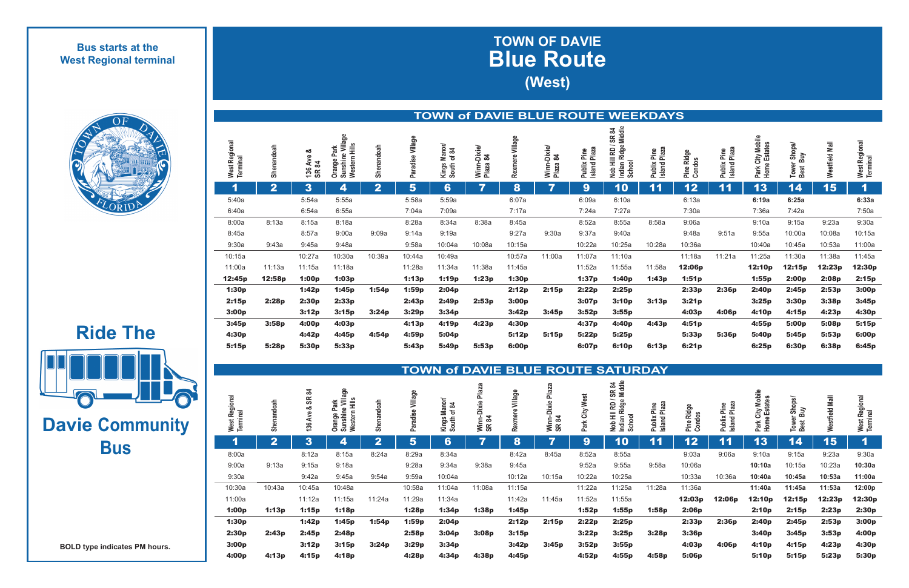**Bus starts at the West Regional terminal**

**Ride The**

**Davie Community Bus**

BOLD type indicates PM hours.

# TOWN OF DAVIE
# Blue Route
## (West)

## TOWN of DAVIE BLUE ROUTE WEEKDAYS

| West Regional Terminal | Shenandoah | 136 Ave & SR 84 | Orange Park Sunshine Village Western Hills | Shenandoah | Paradise Village | Kings Manor/ South of 84 | Winn-Dixie/ Plaza 84 | Rexmere Village | Winn-Dixie/ Plaza 84 | Publix Pine Island Plaza | Nob Hill RD / SR 84 Indian Ridge Middle School | Publix Pine Island Plaza | Pine Ridge Condos | Publix Pine Island Plaza | Park City Mobile Home Estates | Tower Shops/ Best Buy | Westfield Mall | West Regional Terminal |
|---|---|---|---|---|---|---|---|---|---|---|---|---|---|---|---|---|---|---|
| 1 | 2 | 3 | 4 | 2 | 5 | 6 | 7 | 8 | 7 | 9 | 10 | 11 | 12 | 11 | 13 | 14 | 15 | 1 |
| 5:40a | | 5:54a | 5:55a | | 5:58a | 5:59a | | 6:07a | | 6:09a | 6:10a | | 6:13a | | 6:19a | 6:25a | | 6:33a |
| 6:40a | | 6:54a | 6:55a | | 7:04a | 7:09a | | 7:17a | | 7:24a | 7:27a | | 7:30a | | 7:36a | 7:42a | | 7:50a |
| 8:00a | 8:13a | 8:15a | 8:18a | | 8:28a | 8:34a | 8:38a | 8:45a | | 8:52a | 8:55a | 8:58a | 9:06a | | 9:10a | 9:15a | 9:23a | 9:30a |
| 8:45a | | 8:57a | 9:00a | 9:09a | 9:14a | 9:19a | | 9:27a | 9:30a | 9:37a | 9:40a | | 9:48a | 9:51a | 9:55a | 10:00a | 10:08a | 10:15a |
| 9:30a | 9:43a | 9:45a | 9:48a | | 9:58a | 10:04a | 10:08a | 10:15a | | 10:22a | 10:25a | 10:28a | 10:36a | | 10:40a | 10:45a | 10:53a | 11:00a |
| 10:15a | | 10:27a | 10:30a | 10:39a | 10:44a | 10:49a | | 10:57a | 11:00a | 11:07a | 11:10a | | 11:18a | 11:21a | 11:25a | 11:30a | 11:38a | 11:45a |
| 11:00a | 11:13a | 11:15a | 11:18a | | 11:28a | 11:34a | 11:38a | 11:45a | | 11:52a | 11:55a | 11:58a | **12:06p** | | **12:10p** | **12:15p** | **12:23p** | **12:30p** |
| **12:45p** | **12:58p** | **1:00p** | **1:03p** | | **1:13p** | **1:19p** | **1:23p** | **1:30p** | | **1:37p** | **1:40p** | **1:43p** | **1:51p** | | **1:55p** | **2:00p** | **2:08p** | **2:15p** |
| **1:30p** | | **1:42p** | **1:45p** | **1:54p** | **1:59p** | **2:04p** | | **2:12p** | **2:15p** | **2:22p** | **2:25p** | | **2:33p** | **2:36p** | **2:40p** | **2:45p** | **2:53p** | **3:00p** |
| **2:15p** | **2:28p** | **2:30p** | **2:33p** | | **2:43p** | **2:49p** | **2:53p** | **3:00p** | | **3:07p** | **3:10p** | **3:13p** | **3:21p** | | **3:25p** | **3:30p** | **3:38p** | **3:45p** |
| **3:00p** | | **3:12p** | **3:15p** | **3:24p** | **3:29p** | **3:34p** | | **3:42p** | **3:45p** | **3:52p** | **3:55p** | | **4:03p** | **4:06p** | **4:10p** | **4:15p** | **4:23p** | **4:30p** |
| **3:45p** | **3:58p** | **4:00p** | **4:03p** | | **4:13p** | **4:19p** | **4:23p** | **4:30p** | | **4:37p** | **4:40p** | **4:43p** | **4:51p** | | **4:55p** | **5:00p** | **5:08p** | **5:15p** |
| **4:30p** | | **4:42p** | **4:45p** | **4:54p** | **4:59p** | **5:04p** | | **5:12p** | **5:15p** | **5:22p** | **5:25p** | | **5:33p** | **5:36p** | **5:40p** | **5:45p** | **5:53p** | **6:00p** |
| **5:15p** | **5:28p** | **5:30p** | **5:33p** | | **5:43p** | **5:49p** | **5:53p** | **6:00p** | | **6:07p** | **6:10p** | **6:13p** | **6:21p** | | **6:25p** | **6:30p** | **6:38p** | **6:45p** |

## TOWN of DAVIE BLUE ROUTE SATURDAY

| West Regional Terminal | Shenandoah | 136 Ave & SR 84 | Orange Park Sunshine Village Western Hills | Shenandoah | Paradise Village | Kings Manor/ South of 84 | Winn-Dixie Plaza SR 84 | Rexmere Village | Winn-Dixie Plaza SR 84 | Park City West | Nob Hill RD / SR 84 Indian Ridge Middle School | Publix Pine Island Plaza | Pine Ridge Condos | Publix Pine Island Plaza | Park City Mobile Home Estates | Tower Shops/ Best Buy | Westfield Mall | West Regional Terminal |
|---|---|---|---|---|---|---|---|---|---|---|---|---|---|---|---|---|---|---|
| 1 | 2 | 3 | 4 | 2 | 5 | 6 | 7 | 8 | 7 | 9 | 10 | 11 | 12 | 11 | 13 | 14 | 15 | 1 |
| 8:00a | | 8:12a | 8:15a | 8:24a | 8:29a | 8:34a | | 8:42a | 8:45a | 8:52a | 8:55a | | 9:03a | 9:06a | 9:10a | 9:15a | 9:23a | 9:30a |
| 9:00a | 9:13a | 9:15a | 9:18a | | 9:28a | 9:34a | 9:38a | 9:45a | | 9:52a | 9:55a | 9:58a | 10:06a | | 10:10a | 10:15a | 10:23a | 10:30a |
| 9:30a | | 9:42a | 9:45a | 9:54a | 9:59a | 10:04a | | 10:12a | 10:15a | 10:22a | 10:25a | | 10:33a | 10:36a | 10:40a | 10:45a | 10:53a | 11:00a |
| 10:30a | 10:43a | 10:45a | 10:48a | | 10:58a | 11:04a | 11:08a | 11:15a | | 11:22a | 11:25a | 11:28a | 11:36a | | 11:40a | 11:45a | 11:53a | **12:00p** |
| 11:00a | | 11:12a | 11:15a | 11:24a | 11:29a | 11:34a | | 11:42a | 11:45a | 11:52a | 11:55a | | **12:03p** | **12:06p** | **12:10p** | **12:15p** | **12:23p** | **12:30p** |
| **1:00p** | **1:13p** | **1:15p** | **1:18p** | | **1:28p** | **1:34p** | **1:38p** | **1:45p** | | **1:52p** | **1:55p** | **1:58p** | **2:06p** | | **2:10p** | **2:15p** | **2:23p** | **2:30p** |
| **1:30p** | | **1:42p** | **1:45p** | **1:54p** | **1:59p** | **2:04p** | | **2:12p** | **2:15p** | **2:22p** | **2:25p** | | **2:33p** | **2:36p** | **2:40p** | **2:45p** | **2:53p** | **3:00p** |
| **2:30p** | **2:43p** | **2:45p** | **2:48p** | | **2:58p** | **3:04p** | **3:08p** | **3:15p** | | **3:22p** | **3:25p** | **3:28p** | **3:36p** | | **3:40p** | **3:45p** | **3:53p** | **4:00p** |
| **3:00p** | | **3:12p** | **3:15p** | **3:24p** | **3:29p** | **3:34p** | | **3:42p** | **3:45p** | **3:52p** | **3:55p** | | **4:03p** | **4:06p** | **4:10p** | **4:15p** | **4:23p** | **4:30p** |
| **4:00p** | **4:13p** | **4:15p** | **4:18p** | | **4:28p** | **4:34p** | **4:38p** | **4:45p** | | **4:52p** | **4:55p** | **4:58p** | **5:06p** | | **5:10p** | **5:15p** | **5:23p** | **5:30p** |